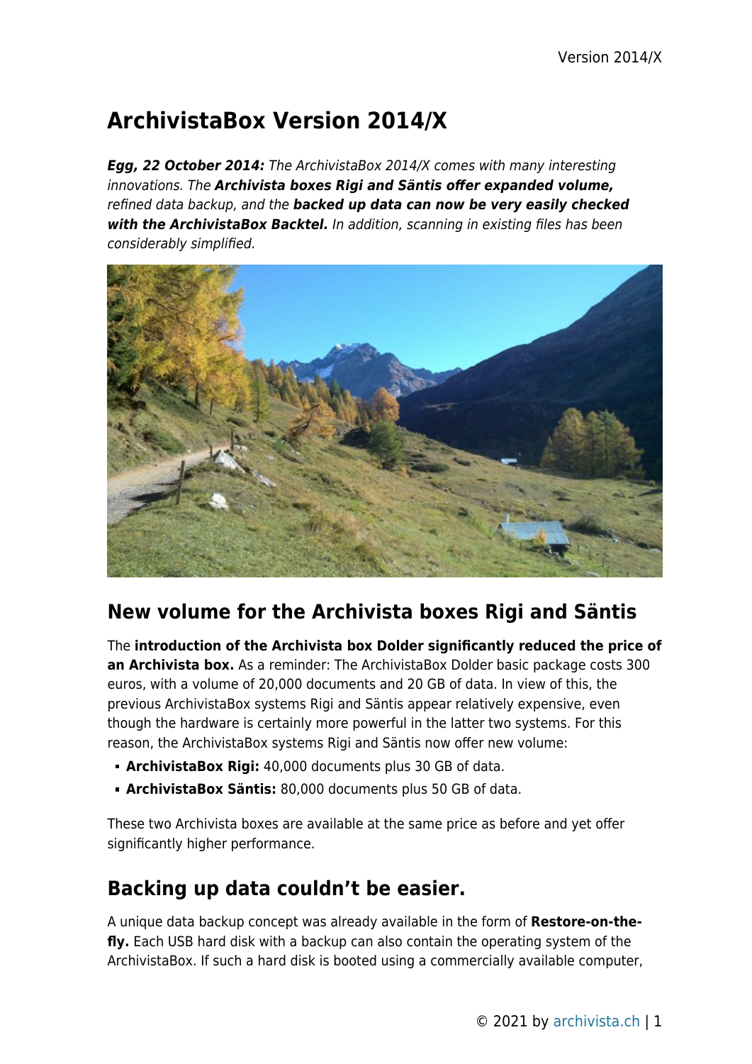# ArchivistaBox Version 2014/X

***Egg, 22 October 2014:*** *The ArchivistaBox 2014/X comes with many interesting innovations. The* ***Archivista boxes Rigi and Säntis offer expanded volume,*** *refined data backup, and the* ***backed up data can now be very easily checked with the ArchivistaBox Backtel.*** *In addition, scanning in existing files has been considerably simplified.*

## New volume for the Archivista boxes Rigi and Säntis

The **introduction of the Archivista box Dolder significantly reduced the price of an Archivista box.** As a reminder: The ArchivistaBox Dolder basic package costs 300 euros, with a volume of 20,000 documents and 20 GB of data. In view of this, the previous ArchivistaBox systems Rigi and Säntis appear relatively expensive, even though the hardware is certainly more powerful in the latter two systems. For this reason, the ArchivistaBox systems Rigi and Säntis now offer new volume:

- **ArchivistaBox Rigi:** 40,000 documents plus 30 GB of data.
- **ArchivistaBox Säntis:** 80,000 documents plus 50 GB of data.

These two Archivista boxes are available at the same price as before and yet offer significantly higher performance.

## Backing up data couldn't be easier.

A unique data backup concept was already available in the form of **Restore-on-the-fly.** Each USB hard disk with a backup can also contain the operating system of the ArchivistaBox. If such a hard disk is booted using a commercially available computer,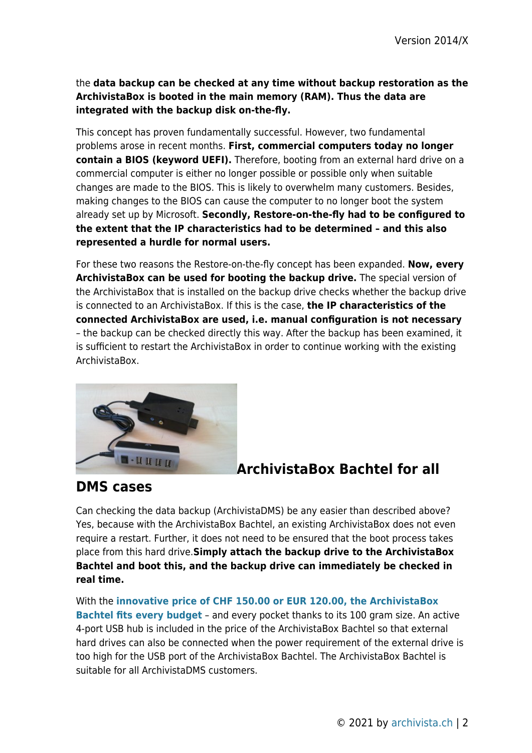the **data backup can be checked at any time without backup restoration as the ArchivistaBox is booted in the main memory (RAM). Thus the data are integrated with the backup disk on-the-fly.**

This concept has proven fundamentally successful. However, two fundamental problems arose in recent months. **First, commercial computers today no longer contain a BIOS (keyword UEFI).** Therefore, booting from an external hard drive on a commercial computer is either no longer possible or possible only when suitable changes are made to the BIOS. This is likely to overwhelm many customers. Besides, making changes to the BIOS can cause the computer to no longer boot the system already set up by Microsoft. **Secondly, Restore-on-the-fly had to be configured to the extent that the IP characteristics had to be determined – and this also represented a hurdle for normal users.**

For these two reasons the Restore-on-the-fly concept has been expanded. **Now, every ArchivistaBox can be used for booting the backup drive.** The special version of the ArchivistaBox that is installed on the backup drive checks whether the backup drive is connected to an ArchivistaBox. If this is the case, **the IP characteristics of the connected ArchivistaBox are used, i.e. manual configuration is not necessary** – the backup can be checked directly this way. After the backup has been examined, it is sufficient to restart the ArchivistaBox in order to continue working with the existing ArchivistaBox.

## ArchivistaBox Bachtel for all DMS cases

Can checking the data backup (ArchivistaDMS) be any easier than described above? Yes, because with the ArchivistaBox Bachtel, an existing ArchivistaBox does not even require a restart. Further, it does not need to be ensured that the boot process takes place from this hard drive.**Simply attach the backup drive to the ArchivistaBox Bachtel and boot this, and the backup drive can immediately be checked in real time.**

With the **innovative price of CHF 150.00 or EUR 120.00, the ArchivistaBox Bachtel fits every budget** – and every pocket thanks to its 100 gram size. An active 4-port USB hub is included in the price of the ArchivistaBox Bachtel so that external hard drives can also be connected when the power requirement of the external drive is too high for the USB port of the ArchivistaBox Bachtel. The ArchivistaBox Bachtel is suitable for all ArchivistaDMS customers.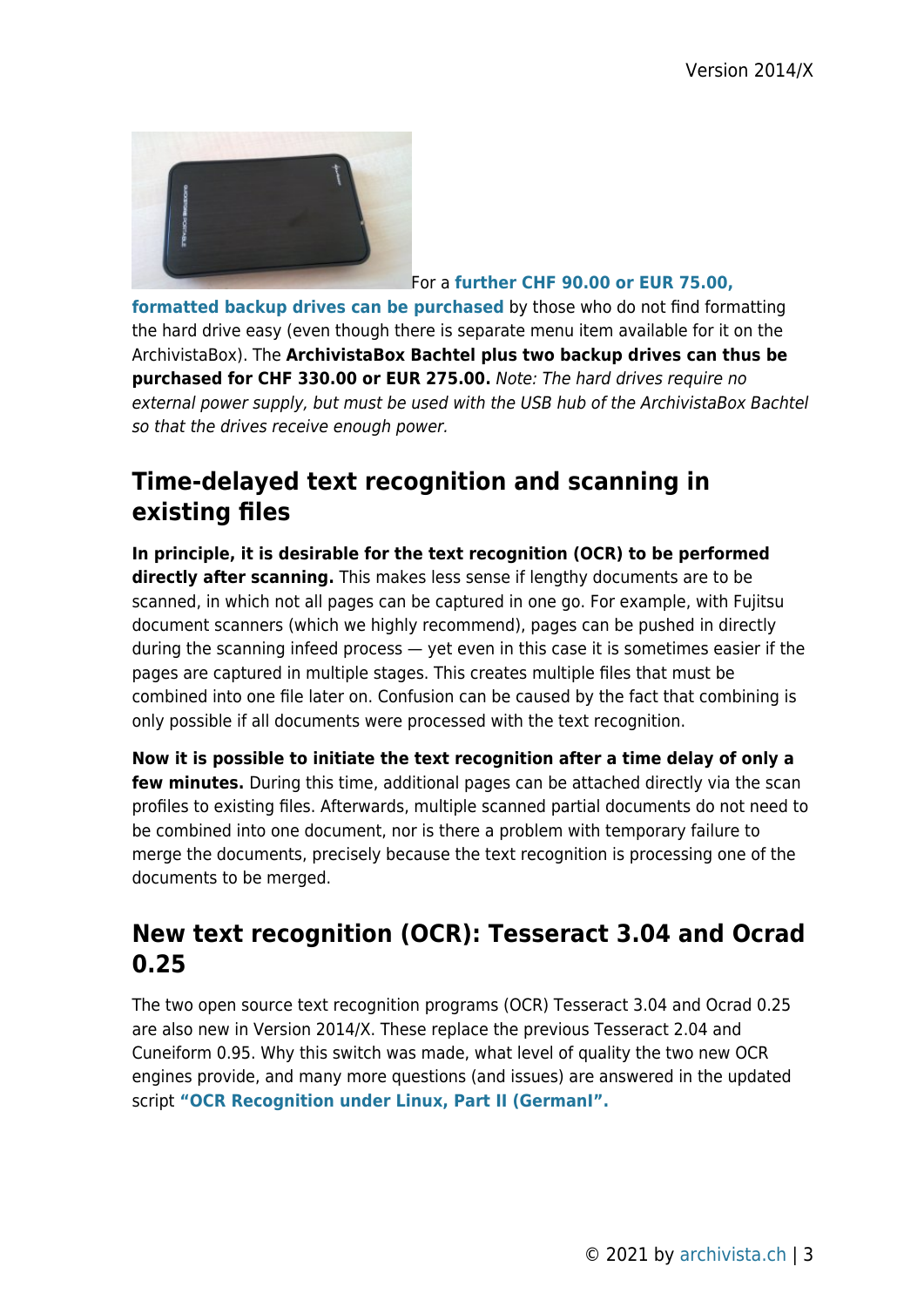For a **further CHF 90.00 or EUR 75.00, formatted backup drives can be purchased** by those who do not find formatting the hard drive easy (even though there is separate menu item available for it on the ArchivistaBox). The **ArchivistaBox Bachtel plus two backup drives can thus be purchased for CHF 330.00 or EUR 275.00.** *Note: The hard drives require no external power supply, but must be used with the USB hub of the ArchivistaBox Bachtel so that the drives receive enough power.*

## Time-delayed text recognition and scanning in existing files

**In principle, it is desirable for the text recognition (OCR) to be performed directly after scanning.** This makes less sense if lengthy documents are to be scanned, in which not all pages can be captured in one go. For example, with Fujitsu document scanners (which we highly recommend), pages can be pushed in directly during the scanning infeed process — yet even in this case it is sometimes easier if the pages are captured in multiple stages. This creates multiple files that must be combined into one file later on. Confusion can be caused by the fact that combining is only possible if all documents were processed with the text recognition.

**Now it is possible to initiate the text recognition after a time delay of only a few minutes.** During this time, additional pages can be attached directly via the scan profiles to existing files. Afterwards, multiple scanned partial documents do not need to be combined into one document, nor is there a problem with temporary failure to merge the documents, precisely because the text recognition is processing one of the documents to be merged.

## New text recognition (OCR): Tesseract 3.04 and Ocrad 0.25

The two open source text recognition programs (OCR) Tesseract 3.04 and Ocrad 0.25 are also new in Version 2014/X. These replace the previous Tesseract 2.04 and Cuneiform 0.95. Why this switch was made, what level of quality the two new OCR engines provide, and many more questions (and issues) are answered in the updated script **"OCR Recognition under Linux, Part II (GermanI".**